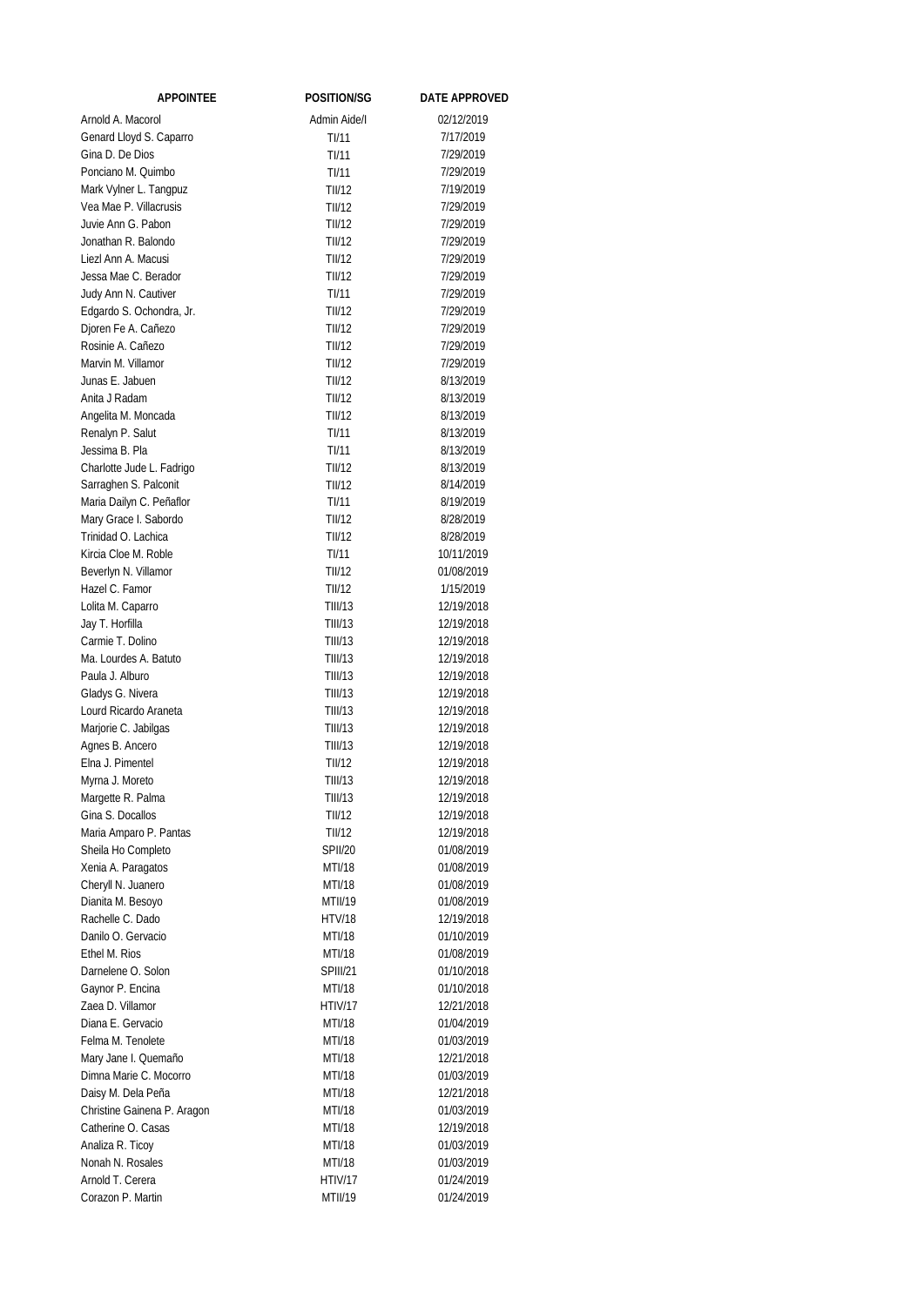| APPOINTEE | POSITION/SG | DATE APPROVED |
| --- | --- | --- |
| Arnold A. Macorol | Admin Aide/I | 02/12/2019 |
| Genard Lloyd S. Caparro | TI/11 | 7/17/2019 |
| Gina D. De Dios | TI/11 | 7/29/2019 |
| Ponciano M. Quimbo | TI/11 | 7/29/2019 |
| Mark Vylner L. Tangpuz | TII/12 | 7/19/2019 |
| Vea Mae P. Villacrusis | TII/12 | 7/29/2019 |
| Juvie Ann G. Pabon | TII/12 | 7/29/2019 |
| Jonathan R. Balondo | TII/12 | 7/29/2019 |
| Liezl Ann A. Macusi | TII/12 | 7/29/2019 |
| Jessa Mae C. Berador | TII/12 | 7/29/2019 |
| Judy Ann N. Cautiver | TI/11 | 7/29/2019 |
| Edgardo S. Ochondra, Jr. | TII/12 | 7/29/2019 |
| Djoren Fe A. Cañezo | TII/12 | 7/29/2019 |
| Rosinie A. Cañezo | TII/12 | 7/29/2019 |
| Marvin M. Villamor | TII/12 | 7/29/2019 |
| Junas E. Jabuen | TII/12 | 8/13/2019 |
| Anita J Radam | TII/12 | 8/13/2019 |
| Angelita M. Moncada | TII/12 | 8/13/2019 |
| Renalyn P. Salut | TI/11 | 8/13/2019 |
| Jessima B. Pla | TI/11 | 8/13/2019 |
| Charlotte Jude L. Fadrigo | TII/12 | 8/13/2019 |
| Sarraghen S. Palconit | TII/12 | 8/14/2019 |
| Maria Dailyn C. Peñaflor | TI/11 | 8/19/2019 |
| Mary Grace I. Sabordo | TII/12 | 8/28/2019 |
| Trinidad O. Lachica | TII/12 | 8/28/2019 |
| Kircia Cloe M. Roble | TI/11 | 10/11/2019 |
| Beverlyn N. Villamor | TII/12 | 01/08/2019 |
| Hazel C. Famor | TII/12 | 1/15/2019 |
| Lolita M. Caparro | TIII/13 | 12/19/2018 |
| Jay T. Horfilla | TIII/13 | 12/19/2018 |
| Carmie T. Dolino | TIII/13 | 12/19/2018 |
| Ma. Lourdes A. Batuto | TIII/13 | 12/19/2018 |
| Paula J. Alburo | TIII/13 | 12/19/2018 |
| Gladys G. Nivera | TIII/13 | 12/19/2018 |
| Lourd Ricardo Araneta | TIII/13 | 12/19/2018 |
| Marjorie C. Jabilgas | TIII/13 | 12/19/2018 |
| Agnes B. Ancero | TIII/13 | 12/19/2018 |
| Elna J. Pimentel | TII/12 | 12/19/2018 |
| Myrna J. Moreto | TIII/13 | 12/19/2018 |
| Margette R. Palma | TIII/13 | 12/19/2018 |
| Gina S. Docallos | TII/12 | 12/19/2018 |
| Maria Amparo P. Pantas | TII/12 | 12/19/2018 |
| Sheila Ho Completo | SPII/20 | 01/08/2019 |
| Xenia A. Paragatos | MTI/18 | 01/08/2019 |
| Cheryll N. Juanero | MTI/18 | 01/08/2019 |
| Dianita M. Besoyo | MTII/19 | 01/08/2019 |
| Rachelle C. Dado | HTV/18 | 12/19/2018 |
| Danilo O. Gervacio | MTI/18 | 01/10/2019 |
| Ethel M. Rios | MTI/18 | 01/08/2019 |
| Darnelene O. Solon | SPIII/21 | 01/10/2018 |
| Gaynor P. Encina | MTI/18 | 01/10/2018 |
| Zaea D. Villamor | HTIV/17 | 12/21/2018 |
| Diana E. Gervacio | MTI/18 | 01/04/2019 |
| Felma M. Tenolete | MTI/18 | 01/03/2019 |
| Mary Jane I. Quemaño | MTI/18 | 12/21/2018 |
| Dimna Marie C. Mocorro | MTI/18 | 01/03/2019 |
| Daisy M. Dela Peña | MTI/18 | 12/21/2018 |
| Christine Gainena P. Aragon | MTI/18 | 01/03/2019 |
| Catherine O. Casas | MTI/18 | 12/19/2018 |
| Analiza R. Ticoy | MTI/18 | 01/03/2019 |
| Nonah N. Rosales | MTI/18 | 01/03/2019 |
| Arnold T. Cerera | HTIV/17 | 01/24/2019 |
| Corazon P. Martin | MTII/19 | 01/24/2019 |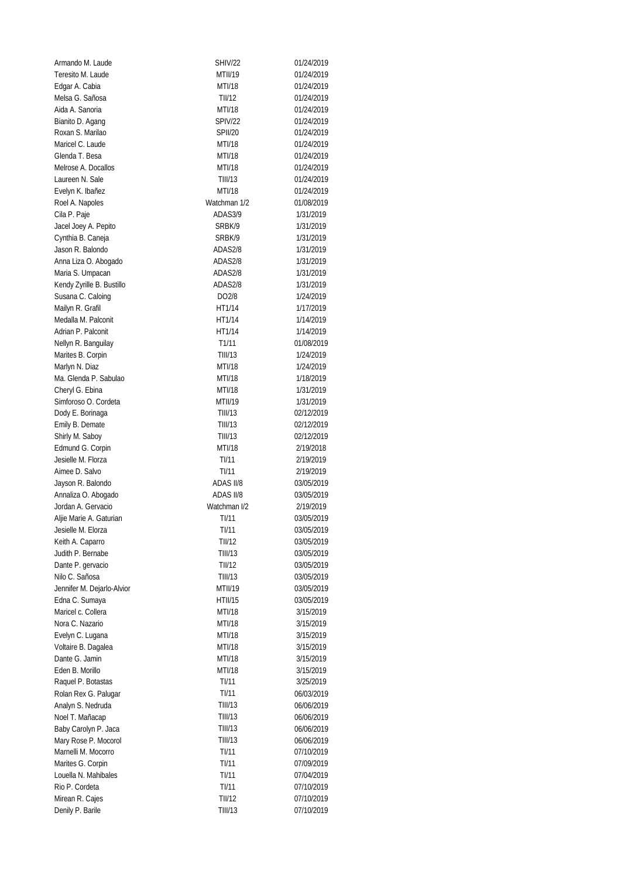| | | |
|---|---|---|
| Armando M. Laude | SHIV/22 | 01/24/2019 |
| Teresito M. Laude | MTII/19 | 01/24/2019 |
| Edgar A. Cabia | MTI/18 | 01/24/2019 |
| Melsa G. Sañosa | TII/12 | 01/24/2019 |
| Aida A. Sanoria | MTI/18 | 01/24/2019 |
| Bianito D. Agang | SPIV/22 | 01/24/2019 |
| Roxan S. Marilao | SPII/20 | 01/24/2019 |
| Maricel C. Laude | MTI/18 | 01/24/2019 |
| Glenda T. Besa | MTI/18 | 01/24/2019 |
| Melrose A. Docallos | MTI/18 | 01/24/2019 |
| Laureen N. Sale | TIII/13 | 01/24/2019 |
| Evelyn K. Ibañez | MTI/18 | 01/24/2019 |
| Roel A. Napoles | Watchman 1/2 | 01/08/2019 |
| Cila P. Paje | ADAS3/9 | 1/31/2019 |
| Jacel Joey A. Pepito | SRBK/9 | 1/31/2019 |
| Cynthia B. Caneja | SRBK/9 | 1/31/2019 |
| Jason R. Balondo | ADAS2/8 | 1/31/2019 |
| Anna Liza O. Abogado | ADAS2/8 | 1/31/2019 |
| Maria S. Umpacan | ADAS2/8 | 1/31/2019 |
| Kendy Zyrille B. Bustillo | ADAS2/8 | 1/31/2019 |
| Susana C. Caloing | DO2/8 | 1/24/2019 |
| Mailyn R. Grafil | HT1/14 | 1/17/2019 |
| Medalla M. Palconit | HT1/14 | 1/14/2019 |
| Adrian P. Palconit | HT1/14 | 1/14/2019 |
| Nellyn R. Banguilay | T1/11 | 01/08/2019 |
| Marites B. Corpin | TIII/13 | 1/24/2019 |
| Marlyn N. Diaz | MTI/18 | 1/24/2019 |
| Ma. Glenda P. Sabulao | MTI/18 | 1/18/2019 |
| Cheryl G. Ebina | MTI/18 | 1/31/2019 |
| Simforoso O. Cordeta | MTII/19 | 1/31/2019 |
| Dody E. Borinaga | TIII/13 | 02/12/2019 |
| Emily B. Demate | TIII/13 | 02/12/2019 |
| Shirly M. Saboy | TIII/13 | 02/12/2019 |
| Edmund G. Corpin | MTI/18 | 2/19/2018 |
| Jesielle M. Florza | TI/11 | 2/19/2019 |
| Aimee D. Salvo | TI/11 | 2/19/2019 |
| Jayson R. Balondo | ADAS II/8 | 03/05/2019 |
| Annaliza O. Abogado | ADAS II/8 | 03/05/2019 |
| Jordan A. Gervacio | Watchman I/2 | 2/19/2019 |
| Aljie Marie A. Gaturian | TI/11 | 03/05/2019 |
| Jesielle M. Elorza | TI/11 | 03/05/2019 |
| Keith A. Caparro | TII/12 | 03/05/2019 |
| Judith P. Bernabe | TIII/13 | 03/05/2019 |
| Dante P. gervacio | TII/12 | 03/05/2019 |
| Nilo C. Sañosa | TIII/13 | 03/05/2019 |
| Jennifer M. Dejarlo-Alvior | MTII/19 | 03/05/2019 |
| Edna C. Sumaya | HTII/15 | 03/05/2019 |
| Maricel c. Collera | MTI/18 | 3/15/2019 |
| Nora C. Nazario | MTI/18 | 3/15/2019 |
| Evelyn C. Lugana | MTI/18 | 3/15/2019 |
| Voltaire B. Dagalea | MTI/18 | 3/15/2019 |
| Dante G. Jamin | MTI/18 | 3/15/2019 |
| Eden B. Morillo | MTI/18 | 3/15/2019 |
| Raquel P. Botastas | TI/11 | 3/25/2019 |
| Rolan Rex G. Palugar | TI/11 | 06/03/2019 |
| Analyn S. Nedruda | TIII/13 | 06/06/2019 |
| Noel T. Mañacap | TIII/13 | 06/06/2019 |
| Baby Carolyn P. Jaca | TIII/13 | 06/06/2019 |
| Mary Rose P. Mocorol | TIII/13 | 06/06/2019 |
| Marnelli M. Mocorro | TI/11 | 07/10/2019 |
| Marites G. Corpin | TI/11 | 07/09/2019 |
| Louella N. Mahibales | TI/11 | 07/04/2019 |
| Rio P. Cordeta | TI/11 | 07/10/2019 |
| Mirean R. Cajes | TII/12 | 07/10/2019 |
| Denily P. Barile | TIII/13 | 07/10/2019 |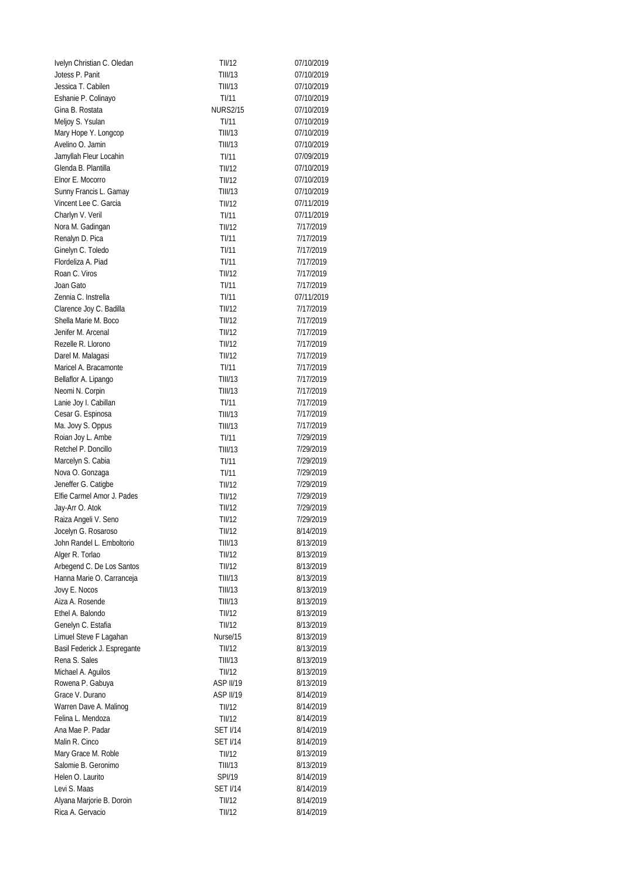| | | |
|---|---|---|
| Ivelyn Christian C. Oledan | TII/12 | 07/10/2019 |
| Jotess P. Panit | TIII/13 | 07/10/2019 |
| Jessica T. Cabilen | TIII/13 | 07/10/2019 |
| Eshanie P. Colinayo | TI/11 | 07/10/2019 |
| Gina B. Rostata | NURS2/15 | 07/10/2019 |
| Meljoy S. Ysulan | TI/11 | 07/10/2019 |
| Mary Hope Y. Longcop | TIII/13 | 07/10/2019 |
| Avelino O. Jamin | TIII/13 | 07/10/2019 |
| Jamyllah Fleur Locahin | TI/11 | 07/09/2019 |
| Glenda B. Plantilla | TII/12 | 07/10/2019 |
| Elnor E. Mocorro | TII/12 | 07/10/2019 |
| Sunny Francis L. Gamay | TIII/13 | 07/10/2019 |
| Vincent Lee C. Garcia | TII/12 | 07/11/2019 |
| Charlyn V. Veril | TI/11 | 07/11/2019 |
| Nora M. Gadingan | TII/12 | 7/17/2019 |
| Renalyn D. Pica | TI/11 | 7/17/2019 |
| Ginelyn C. Toledo | TI/11 | 7/17/2019 |
| Flordeliza A. Piad | TI/11 | 7/17/2019 |
| Roan C. Viros | TII/12 | 7/17/2019 |
| Joan Gato | TI/11 | 7/17/2019 |
| Zennia C. Instrella | TI/11 | 07/11/2019 |
| Clarence Joy C. Badilla | TII/12 | 7/17/2019 |
| Shella Marie M. Boco | TII/12 | 7/17/2019 |
| Jenifer M. Arcenal | TII/12 | 7/17/2019 |
| Rezelle R. Llorono | TII/12 | 7/17/2019 |
| Darel M. Malagasi | TII/12 | 7/17/2019 |
| Maricel A. Bracamonte | TI/11 | 7/17/2019 |
| Bellaflor A. Lipango | TIII/13 | 7/17/2019 |
| Neomi N. Corpin | TIII/13 | 7/17/2019 |
| Lanie Joy I. Cabillan | TI/11 | 7/17/2019 |
| Cesar G. Espinosa | TIII/13 | 7/17/2019 |
| Ma. Jovy S. Oppus | TIII/13 | 7/17/2019 |
| Roian Joy L. Ambe | TI/11 | 7/29/2019 |
| Retchel P. Doncillo | TIII/13 | 7/29/2019 |
| Marcelyn S. Cabia | TI/11 | 7/29/2019 |
| Nova O. Gonzaga | TI/11 | 7/29/2019 |
| Jeneffer G. Catigbe | TII/12 | 7/29/2019 |
| Elfie Carmel Amor J. Pades | TII/12 | 7/29/2019 |
| Jay-Arr O. Atok | TII/12 | 7/29/2019 |
| Raiza Angeli V. Seno | TII/12 | 7/29/2019 |
| Jocelyn G. Rosaroso | TII/12 | 8/14/2019 |
| John Randel L. Emboltorio | TIII/13 | 8/13/2019 |
| Alger R. Torlao | TII/12 | 8/13/2019 |
| Arbegend C. De Los Santos | TII/12 | 8/13/2019 |
| Hanna Marie O. Carranceja | TIII/13 | 8/13/2019 |
| Jovy E. Nocos | TIII/13 | 8/13/2019 |
| Aiza A. Rosende | TIII/13 | 8/13/2019 |
| Ethel A. Balondo | TII/12 | 8/13/2019 |
| Genelyn C. Estafia | TII/12 | 8/13/2019 |
| Limuel Steve F Lagahan | Nurse/15 | 8/13/2019 |
| Basil Federick J. Espregante | TII/12 | 8/13/2019 |
| Rena S. Sales | TIII/13 | 8/13/2019 |
| Michael A. Aguilos | TII/12 | 8/13/2019 |
| Rowena P. Gabuya | ASP II/19 | 8/13/2019 |
| Grace V. Durano | ASP II/19 | 8/14/2019 |
| Warren Dave A. Malinog | TII/12 | 8/14/2019 |
| Felina L. Mendoza | TII/12 | 8/14/2019 |
| Ana Mae P. Padar | SET I/14 | 8/14/2019 |
| Malin R. Cinco | SET I/14 | 8/14/2019 |
| Mary Grace M. Roble | TII/12 | 8/13/2019 |
| Salomie B. Geronimo | TIII/13 | 8/13/2019 |
| Helen O. Laurito | SPI/19 | 8/14/2019 |
| Levi S. Maas | SET I/14 | 8/14/2019 |
| Alyana Marjorie B. Doroin | TII/12 | 8/14/2019 |
| Rica A. Gervacio | TII/12 | 8/14/2019 |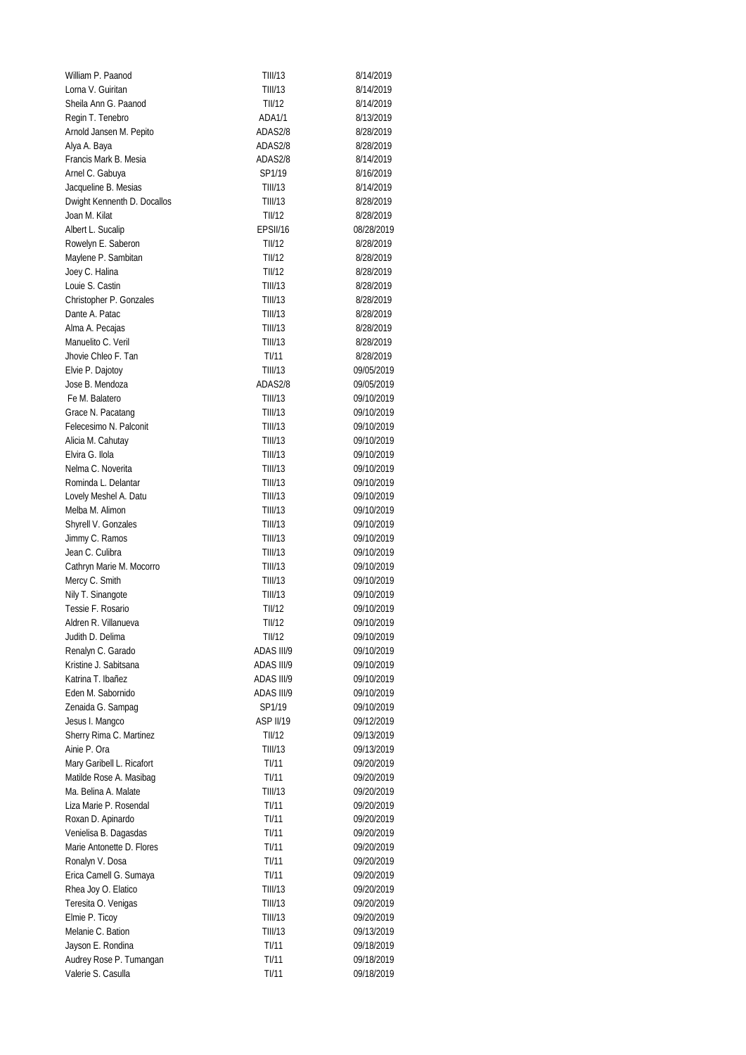| | | |
|---|---|---|
| William P. Paanod | TIII/13 | 8/14/2019 |
| Lorna V. Guiritan | TIII/13 | 8/14/2019 |
| Sheila Ann G. Paanod | TII/12 | 8/14/2019 |
| Regin T. Tenebro | ADA1/1 | 8/13/2019 |
| Arnold Jansen M. Pepito | ADAS2/8 | 8/28/2019 |
| Alya A. Baya | ADAS2/8 | 8/28/2019 |
| Francis Mark B. Mesia | ADAS2/8 | 8/14/2019 |
| Arnel C. Gabuya | SP1/19 | 8/16/2019 |
| Jacqueline B. Mesias | TIII/13 | 8/14/2019 |
| Dwight Kennenth D. Docallos | TIII/13 | 8/28/2019 |
| Joan M. Kilat | TII/12 | 8/28/2019 |
| Albert L. Sucalip | EPSII/16 | 08/28/2019 |
| Rowelyn E. Saberon | TII/12 | 8/28/2019 |
| Maylene P. Sambitan | TII/12 | 8/28/2019 |
| Joey C. Halina | TII/12 | 8/28/2019 |
| Louie S. Castin | TIII/13 | 8/28/2019 |
| Christopher P. Gonzales | TIII/13 | 8/28/2019 |
| Dante A. Patac | TIII/13 | 8/28/2019 |
| Alma A. Pecajas | TIII/13 | 8/28/2019 |
| Manuelito C. Veril | TIII/13 | 8/28/2019 |
| Jhovie Chleo F. Tan | TI/11 | 8/28/2019 |
| Elvie P. Dajotoy | TIII/13 | 09/05/2019 |
| Jose B. Mendoza | ADAS2/8 | 09/05/2019 |
| Fe M. Balatero | TIII/13 | 09/10/2019 |
| Grace N. Pacatang | TIII/13 | 09/10/2019 |
| Felecesimo N. Palconit | TIII/13 | 09/10/2019 |
| Alicia M. Cahutay | TIII/13 | 09/10/2019 |
| Elvira G. Ilola | TIII/13 | 09/10/2019 |
| Nelma C. Noverita | TIII/13 | 09/10/2019 |
| Rominda L. Delantar | TIII/13 | 09/10/2019 |
| Lovely Meshel A. Datu | TIII/13 | 09/10/2019 |
| Melba M. Alimon | TIII/13 | 09/10/2019 |
| Shyrell V. Gonzales | TIII/13 | 09/10/2019 |
| Jimmy C. Ramos | TIII/13 | 09/10/2019 |
| Jean C. Culibra | TIII/13 | 09/10/2019 |
| Cathryn Marie M. Mocorro | TIII/13 | 09/10/2019 |
| Mercy C. Smith | TIII/13 | 09/10/2019 |
| Nily T. Sinangote | TIII/13 | 09/10/2019 |
| Tessie F. Rosario | TII/12 | 09/10/2019 |
| Aldren R. Villanueva | TII/12 | 09/10/2019 |
| Judith D. Delima | TII/12 | 09/10/2019 |
| Renalyn C. Garado | ADAS III/9 | 09/10/2019 |
| Kristine J. Sabitsana | ADAS III/9 | 09/10/2019 |
| Katrina T. Ibañez | ADAS III/9 | 09/10/2019 |
| Eden M. Sabornido | ADAS III/9 | 09/10/2019 |
| Zenaida G. Sampag | SP1/19 | 09/10/2019 |
| Jesus I. Mangco | ASP II/19 | 09/12/2019 |
| Sherry Rima C. Martinez | TII/12 | 09/13/2019 |
| Ainie P. Ora | TIII/13 | 09/13/2019 |
| Mary Garibell L. Ricafort | TI/11 | 09/20/2019 |
| Matilde Rose A. Masibag | TI/11 | 09/20/2019 |
| Ma. Belina A. Malate | TIII/13 | 09/20/2019 |
| Liza Marie P. Rosendal | TI/11 | 09/20/2019 |
| Roxan D. Apinardo | TI/11 | 09/20/2019 |
| Venielisa B. Dagasdas | TI/11 | 09/20/2019 |
| Marie Antonette D. Flores | TI/11 | 09/20/2019 |
| Ronalyn V. Dosa | TI/11 | 09/20/2019 |
| Erica Camell G. Sumaya | TI/11 | 09/20/2019 |
| Rhea Joy O. Elatico | TIII/13 | 09/20/2019 |
| Teresita O. Venigas | TIII/13 | 09/20/2019 |
| Elmie P. Ticoy | TIII/13 | 09/20/2019 |
| Melanie C. Bation | TIII/13 | 09/13/2019 |
| Jayson E. Rondina | TI/11 | 09/18/2019 |
| Audrey Rose P. Tumangan | TI/11 | 09/18/2019 |
| Valerie S. Casulla | TI/11 | 09/18/2019 |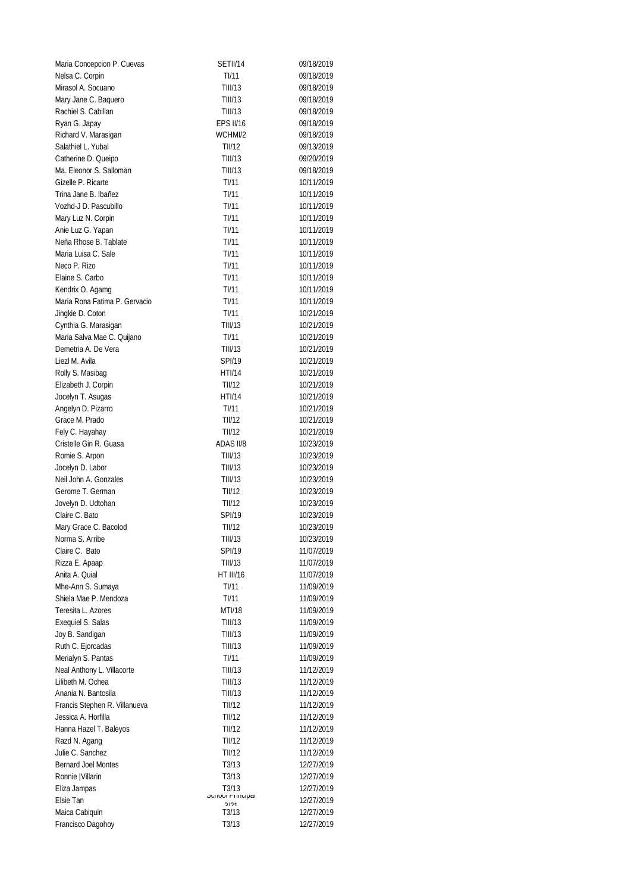| | | |
|---|---|---|
| Maria Concepcion P. Cuevas | SETII/14 | 09/18/2019 |
| Nelsa C. Corpin | TI/11 | 09/18/2019 |
| Mirasol A. Socuano | TIII/13 | 09/18/2019 |
| Mary Jane C. Baquero | TIII/13 | 09/18/2019 |
| Rachiel S. Cabillan | TIII/13 | 09/18/2019 |
| Ryan G. Japay | EPS II/16 | 09/18/2019 |
| Richard V. Marasigan | WCHMI/2 | 09/18/2019 |
| Salathiel L. Yubal | TII/12 | 09/13/2019 |
| Catherine D. Queipo | TIII/13 | 09/20/2019 |
| Ma. Eleonor S. Salloman | TIII/13 | 09/18/2019 |
| Gizelle P. Ricarte | TI/11 | 10/11/2019 |
| Trina Jane B. Ibañez | TI/11 | 10/11/2019 |
| Vozhd-J D. Pascubillo | TI/11 | 10/11/2019 |
| Mary Luz N. Corpin | TI/11 | 10/11/2019 |
| Anie Luz G. Yapan | TI/11 | 10/11/2019 |
| Neña Rhose B. Tablate | TI/11 | 10/11/2019 |
| Maria Luisa C. Sale | TI/11 | 10/11/2019 |
| Neco P. Rizo | TI/11 | 10/11/2019 |
| Elaine S. Carbo | TI/11 | 10/11/2019 |
| Kendrix O. Agamg | TI/11 | 10/11/2019 |
| Maria Rona Fatima P. Gervacio | TI/11 | 10/11/2019 |
| Jingkie D. Coton | TI/11 | 10/21/2019 |
| Cynthia G. Marasigan | TIII/13 | 10/21/2019 |
| Maria Salva Mae C. Quijano | TI/11 | 10/21/2019 |
| Demetria A. De Vera | TIII/13 | 10/21/2019 |
| Liezl M. Avila | SPI/19 | 10/21/2019 |
| Rolly S. Masibag | HTI/14 | 10/21/2019 |
| Elizabeth J. Corpin | TII/12 | 10/21/2019 |
| Jocelyn T. Asugas | HTI/14 | 10/21/2019 |
| Angelyn D. Pizarro | TI/11 | 10/21/2019 |
| Grace M. Prado | TII/12 | 10/21/2019 |
| Fely C. Hayahay | TII/12 | 10/21/2019 |
| Cristelle Gin R. Guasa | ADAS II/8 | 10/23/2019 |
| Romie S. Arpon | TIII/13 | 10/23/2019 |
| Jocelyn D. Labor | TIII/13 | 10/23/2019 |
| Neil John A. Gonzales | TIII/13 | 10/23/2019 |
| Gerome T. German | TII/12 | 10/23/2019 |
| Jovelyn D. Udtohan | TII/12 | 10/23/2019 |
| Claire C. Bato | SPI/19 | 10/23/2019 |
| Mary Grace C. Bacolod | TII/12 | 10/23/2019 |
| Norma S. Arribe | TIII/13 | 10/23/2019 |
| Claire C. Bato | SPI/19 | 11/07/2019 |
| Rizza E. Apaap | TIII/13 | 11/07/2019 |
| Anita A. Quial | HT III/16 | 11/07/2019 |
| Mhe-Ann S. Sumaya | TI/11 | 11/09/2019 |
| Shiela Mae P. Mendoza | TI/11 | 11/09/2019 |
| Teresita L. Azores | MTI/18 | 11/09/2019 |
| Exequiel S. Salas | TIII/13 | 11/09/2019 |
| Joy B. Sandigan | TIII/13 | 11/09/2019 |
| Ruth C. Ejorcadas | TIII/13 | 11/09/2019 |
| Merialyn S. Pantas | TI/11 | 11/09/2019 |
| Neal Anthony L. Villacorte | TIII/13 | 11/12/2019 |
| Lilibeth M. Ochea | TIII/13 | 11/12/2019 |
| Anania N. Bantosila | TIII/13 | 11/12/2019 |
| Francis Stephen R. Villanueva | TII/12 | 11/12/2019 |
| Jessica A. Horfilla | TII/12 | 11/12/2019 |
| Hanna Hazel T. Baleyos | TII/12 | 11/12/2019 |
| Razd N. Agang | TII/12 | 11/12/2019 |
| Julie C. Sanchez | TII/12 | 11/12/2019 |
| Bernard Joel Montes | T3/13 | 12/27/2019 |
| Ronnie \|Villarin | T3/13 | 12/27/2019 |
| Eliza Jampas | T3/13 | 12/27/2019 |
| Elsie Tan | School Principal 3/21 | 12/27/2019 |
| Maica Cabiquin | T3/13 | 12/27/2019 |
| Francisco Dagohoy | T3/13 | 12/27/2019 |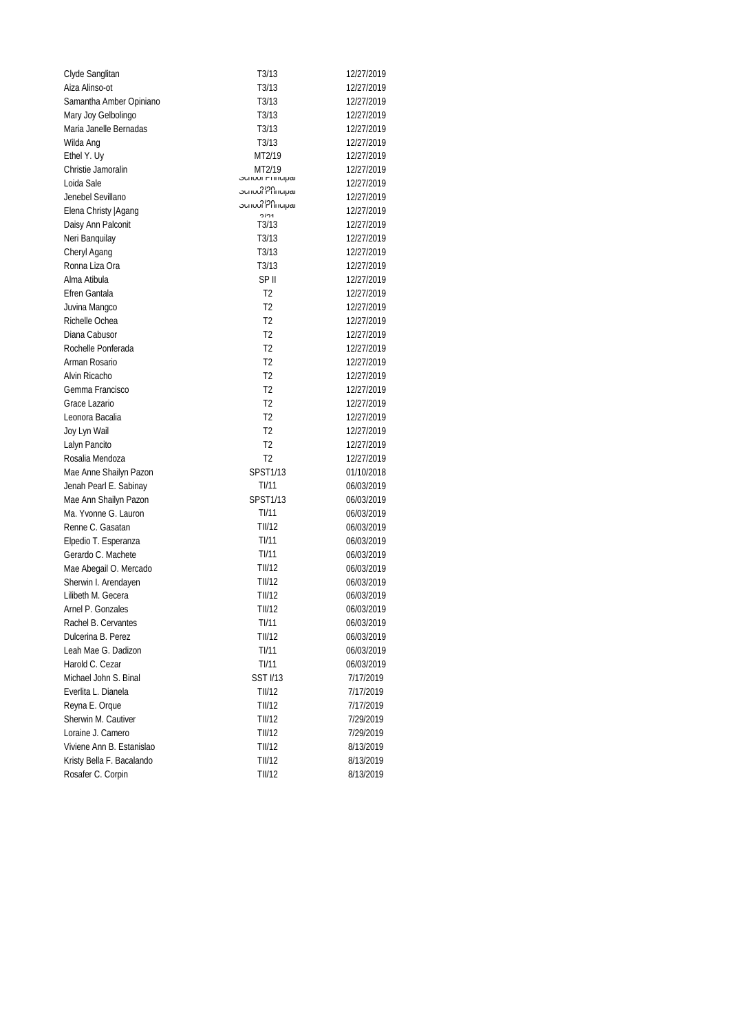| | | |
|---|---|---|
| Clyde Sanglitan | T3/13 | 12/27/2019 |
| Aiza Alinso-ot | T3/13 | 12/27/2019 |
| Samantha Amber Opiniano | T3/13 | 12/27/2019 |
| Mary Joy Gelbolingo | T3/13 | 12/27/2019 |
| Maria Janelle Bernadas | T3/13 | 12/27/2019 |
| Wilda Ang | T3/13 | 12/27/2019 |
| Ethel Y. Uy | MT2/19 | 12/27/2019 |
| Christie Jamoralin | MT2/19 | 12/27/2019 |
| Loida Sale | School Principal 2/20 | 12/27/2019 |
| Jenebel Sevillano | School Principal 2/20 | 12/27/2019 |
| Elena Christy \|Agang | School Principal 2/21 | 12/27/2019 |
| Daisy Ann Palconit | T3/13 | 12/27/2019 |
| Neri Banquilay | T3/13 | 12/27/2019 |
| Cheryl Agang | T3/13 | 12/27/2019 |
| Ronna Liza Ora | T3/13 | 12/27/2019 |
| Alma Atibula | SP II | 12/27/2019 |
| Efren Gantala | T2 | 12/27/2019 |
| Juvina Mangco | T2 | 12/27/2019 |
| Richelle Ochea | T2 | 12/27/2019 |
| Diana Cabusor | T2 | 12/27/2019 |
| Rochelle Ponferada | T2 | 12/27/2019 |
| Arman Rosario | T2 | 12/27/2019 |
| Alvin Ricacho | T2 | 12/27/2019 |
| Gemma Francisco | T2 | 12/27/2019 |
| Grace Lazario | T2 | 12/27/2019 |
| Leonora Bacalia | T2 | 12/27/2019 |
| Joy Lyn Wail | T2 | 12/27/2019 |
| Lalyn Pancito | T2 | 12/27/2019 |
| Rosalia Mendoza | T2 | 12/27/2019 |
| Mae Anne Shailyn Pazon | SPST1/13 | 01/10/2018 |
| Jenah Pearl E. Sabinay | TI/11 | 06/03/2019 |
| Mae Ann Shailyn Pazon | SPST1/13 | 06/03/2019 |
| Ma. Yvonne G. Lauron | TI/11 | 06/03/2019 |
| Renne C. Gasatan | TII/12 | 06/03/2019 |
| Elpedio T. Esperanza | TI/11 | 06/03/2019 |
| Gerardo C. Machete | TI/11 | 06/03/2019 |
| Mae Abegail O. Mercado | TII/12 | 06/03/2019 |
| Sherwin I. Arendayen | TII/12 | 06/03/2019 |
| Lilibeth M. Gecera | TII/12 | 06/03/2019 |
| Arnel P. Gonzales | TII/12 | 06/03/2019 |
| Rachel B. Cervantes | TI/11 | 06/03/2019 |
| Dulcerina B. Perez | TII/12 | 06/03/2019 |
| Leah Mae G. Dadizon | TI/11 | 06/03/2019 |
| Harold C. Cezar | TI/11 | 06/03/2019 |
| Michael John S. Binal | SST I/13 | 7/17/2019 |
| Everlita L. Dianela | TII/12 | 7/17/2019 |
| Reyna E. Orque | TII/12 | 7/17/2019 |
| Sherwin M. Cautiver | TII/12 | 7/29/2019 |
| Loraine J. Camero | TII/12 | 7/29/2019 |
| Viviene Ann B. Estanislao | TII/12 | 8/13/2019 |
| Kristy Bella F. Bacalando | TII/12 | 8/13/2019 |
| Rosafer C. Corpin | TII/12 | 8/13/2019 |